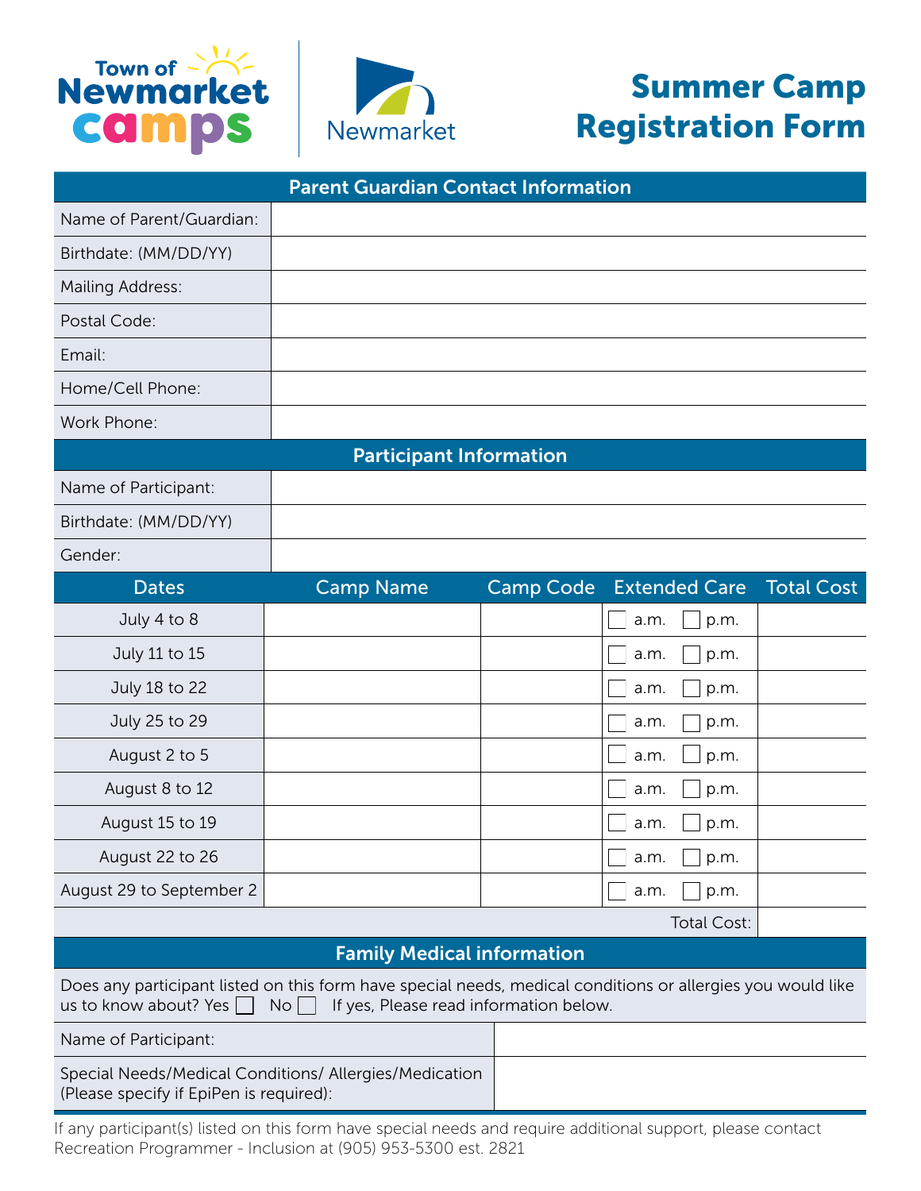Town of Newmarket camps

Newmarket

# Summer Camp Registration Form

| Parent Guardian Contact Information | |
|---|---|
| Name of Parent/Guardian: | |
| Birthdate: (MM/DD/YY) | |
| Mailing Address: | |
| Postal Code: | |
| Email: | |
| Home/Cell Phone: | |
| Work Phone: | |

| Participant Information | |
|---|---|
| Name of Participant: | |
| Birthdate: (MM/DD/YY) | |
| Gender: | |

| Dates | Camp Name | Camp Code | Extended Care | Total Cost |
|---|---|---|---|---|
| July 4 to 8 | | | ☐ a.m. ☐ p.m. | |
| July 11 to 15 | | | ☐ a.m. ☐ p.m. | |
| July 18 to 22 | | | ☐ a.m. ☐ p.m. | |
| July 25 to 29 | | | ☐ a.m. ☐ p.m. | |
| August 2 to 5 | | | ☐ a.m. ☐ p.m. | |
| August 8 to 12 | | | ☐ a.m. ☐ p.m. | |
| August 15 to 19 | | | ☐ a.m. ☐ p.m. | |
| August 22 to 26 | | | ☐ a.m. ☐ p.m. | |
| August 29 to September 2 | | | ☐ a.m. ☐ p.m. | |
| | | | Total Cost: | |

## Family Medical information

Does any participant listed on this form have special needs, medical conditions or allergies you would like us to know about? Yes ☐ No ☐ If yes, Please read information below.

| | |
|---|---|
| Name of Participant: | |
| Special Needs/Medical Conditions/ Allergies/Medication (Please specify if EpiPen is required): | |

If any participant(s) listed on this form have special needs and require additional support, please contact Recreation Programmer - Inclusion at (905) 953-5300 est. 2821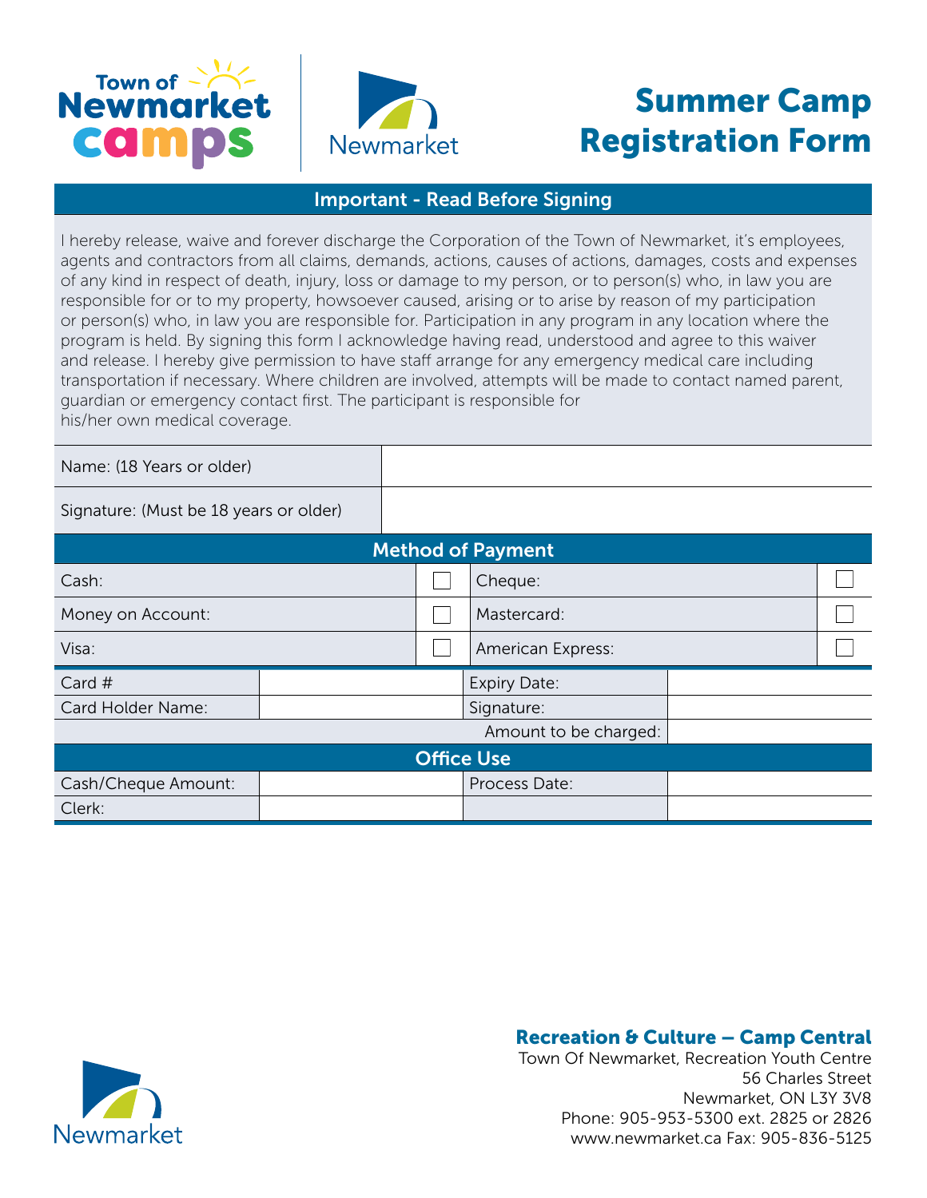Town of Newmarket camps

Newmarket

# Summer Camp Registration Form

## Important - Read Before Signing

I hereby release, waive and forever discharge the Corporation of the Town of Newmarket, it's employees, agents and contractors from all claims, demands, actions, causes of actions, damages, costs and expenses of any kind in respect of death, injury, loss or damage to my person, or to person(s) who, in law you are responsible for or to my property, howsoever caused, arising or to arise by reason of my participation or person(s) who, in law you are responsible for. Participation in any program in any location where the program is held. By signing this form I acknowledge having read, understood and agree to this waiver and release. I hereby give permission to have staff arrange for any emergency medical care including transportation if necessary. Where children are involved, attempts will be made to contact named parent, guardian or emergency contact first. The participant is responsible for his/her own medical coverage.

| | |
|---|---|
| Name: (18 Years or older) | |
| Signature: (Must be 18 years or older) | |

## Method of Payment

| | | | |
|---|---|---|---|
| Cash: | ☐ | Cheque: | ☐ |
| Money on Account: | ☐ | Mastercard: | ☐ |
| Visa: | ☐ | American Express: | ☐ |

| | | | |
|---|---|---|---|
| Card # | | Expiry Date: | |
| Card Holder Name: | | Signature: | |
| | | Amount to be charged: | |

## Office Use

| | | | |
|---|---|---|---|
| Cash/Cheque Amount: | | Process Date: | |
| Clerk: | | | |

Newmarket

**Recreation & Culture – Camp Central**
Town Of Newmarket, Recreation Youth Centre
56 Charles Street
Newmarket, ON L3Y 3V8
Phone: 905-953-5300 ext. 2825 or 2826
www.newmarket.ca Fax: 905-836-5125